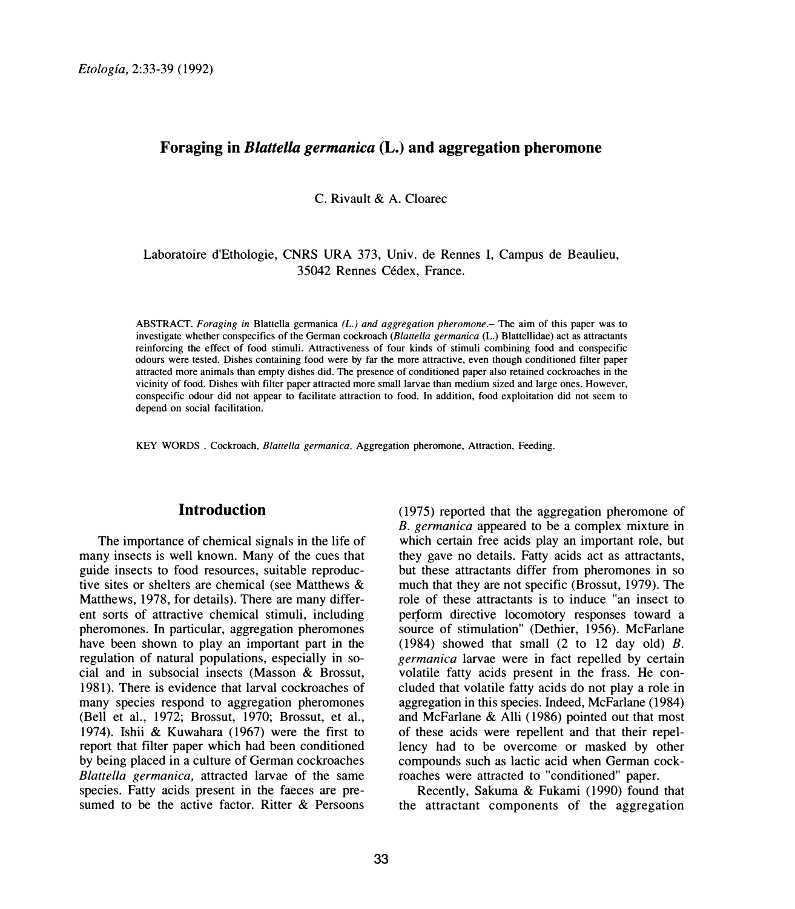# Foraging in *Blattella germanica* (L.) and aggregation pheromone

C. Rivault & A. Cloarec

Laboratoire d'Ethologie, CNRS URA 373, Univ. de Rennes I, Campus de Beaulieu, 35042 Rennes Cédex, France.

ABSTRACT. *Foraging in* Blattella germanica *(L.) and aggregation pheromone*.– The aim of this paper was to investigate whether conspecifics of the German cockroach (*Blattella germanica* (L.) Blattellidae) act as attractants reinforcing the effect of food stimuli. Attractiveness of four kinds of stimuli combining food and conspecific odours were tested. Dishes containing food were by far the more attractive, even though conditioned filter paper attracted more animals than empty dishes did. The presence of conditioned paper also retained cockroaches in the vicinity of food. Dishes with filter paper attracted more small larvae than medium sized and large ones. However, conspecific odour did not appear to facilitate attraction to food. In addition, food exploitation did not seem to depend on social facilitation.

KEY WORDS . Cockroach, *Blattella germanica*, Aggregation pheromone, Attraction, Feeding.

## Introduction

The importance of chemical signals in the life of many insects is well known. Many of the cues that guide insects to food resources, suitable reproductive sites or shelters are chemical (see Matthews & Matthews, 1978, for details). There are many different sorts of attractive chemical stimuli, including pheromones. In particular, aggregation pheromones have been shown to play an important part in the regulation of natural populations, especially in social and in subsocial insects (Masson & Brossut, 1981). There is evidence that larval cockroaches of many species respond to aggregation pheromones (Bell et al., 1972; Brossut, 1970; Brossut, et al., 1974). Ishii & Kuwahara (1967) were the first to report that filter paper which had been conditioned by being placed in a culture of German cockroaches *Blattella germanica*, attracted larvae of the same species. Fatty acids present in the faeces are presumed to be the active factor. Ritter & Persoons (1975) reported that the aggregation pheromone of *B. germanica* appeared to be a complex mixture in which certain free acids play an important role, but they gave no details. Fatty acids act as attractants, but these attractants differ from pheromones in so much that they are not specific (Brossut, 1979). The role of these attractants is to induce "an insect to perform directive locomotory responses toward a source of stimulation" (Dethier, 1956). McFarlane (1984) showed that small (2 to 12 day old) *B. germanica* larvae were in fact repelled by certain volatile fatty acids present in the frass. He concluded that volatile fatty acids do not play a role in aggregation in this species. Indeed, McFarlane (1984) and McFarlane & Alli (1986) pointed out that most of these acids were repellent and that their repellency had to be overcome or masked by other compounds such as lactic acid when German cockroaches were attracted to "conditioned" paper.

Recently, Sakuma & Fukami (1990) found that the attractant components of the aggregation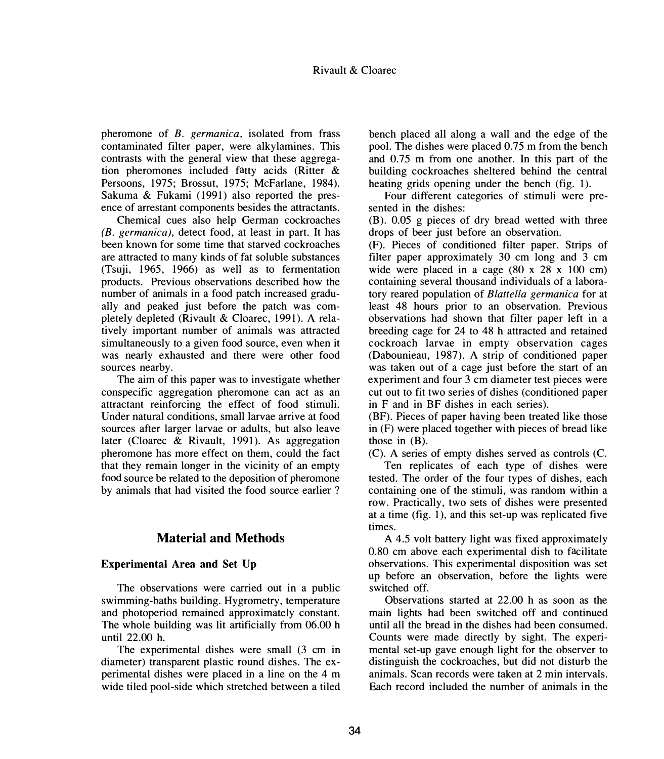pheromone of *B. germanica,* isolated from frass contaminated filter paper, were alkylamines. This contrasts with the general view that these aggregation pheromones included fatty acids (Ritter & Persoons, 1975; Brossut, 1975; McFarlane, 1984). Sakuma & Fukami (1991) also reported the presence of arrestant components besides the attractants.

Chemical cues also help German cockroaches *(B. germanica),* detect food, at least in part. It has been known for some time that starved cockroaches are attracted to many kinds of fat soluble substances (Tsuji, 1965, 1966) as well as to fermentation products. Previous observations described how the number of animals in a food patch increased gradually and peaked just before the patch was completely depleted (Rivault & Cloarec, 1991). A relatively important number of animals was attracted simultaneously to a given food source, even when it was nearly exhausted and there were other food sources nearby.

The aim of this paper was to investigate whether conspecific aggregation pheromone can act as an attractant reinforcing the effect of food stimuli. Under natural conditions, small larvae arrive at food sources after larger larvae or adults, but also leave later (Cloarec & Rivault, 1991). As aggregation pheromone has more effect on them, could the fact that they remain longer in the vicinity of an empty food source be related to the deposition of pheromone by animals that had visited the food source earlier ?

## Material and Methods

### Experimental Area and Set Up

The observations were carried out in a public swimming-baths building. Hygrometry, temperature and photoperiod remained approximately constant. The whole building was lit artificially from 06.00 h until 22.00 h.

The experimental dishes were small (3 cm in diameter) transparent plastic round dishes. The experimental dishes were placed in a line on the 4 m wide tiled pool-side which stretched between a tiled bench placed all along a wall and the edge of the pool. The dishes were placed 0.75 m from the bench and 0.75 m from one another. In this part of the building cockroaches sheltered behind the central heating grids opening under the bench (fig. 1).

Four different categories of stimuli were presented in the dishes:

(B). 0.05 g pieces of dry bread wetted with three drops of beer just before an observation.

(F). Pieces of conditioned filter paper. Strips of filter paper approximately 30 cm long and 3 cm wide were placed in a cage (80 x 28 x 100 cm) containing several thousand individuals of a laboratory reared population of *Blattella germanica* for at least 48 hours prior to an observation. Previous observations had shown that filter paper left in a breeding cage for 24 to 48 h attracted and retained cockroach larvae in empty observation cages (Dabounieau, 1987). A strip of conditioned paper was taken out of a cage just before the start of an experiment and four 3 cm diameter test pieces were cut out to fit two series of dishes (conditioned paper in F and in BF dishes in each series).

(BF). Pieces of paper having been treated like those in (F) were placed together with pieces of bread like those in (B).

(C). A series of empty dishes served as controls (C.

Ten replicates of each type of dishes were tested. The order of the four types of dishes, each containing one of the stimuli, was random within a row. Practically, two sets of dishes were presented at a time (fig. 1), and this set-up was replicated five times.

A 4.5 volt battery light was fixed approximately 0.80 cm above each experimental dish to facilitate observations. This experimental disposition was set up before an observation, before the lights were switched off.

Observations started at 22.00 h as soon as the main lights had been switched off and continued until all the bread in the dishes had been consumed. Counts were made directly by sight. The experimental set-up gave enough light for the observer to distinguish the cockroaches, but did not disturb the animals. Scan records were taken at 2 min intervals. Each record included the number of animals in the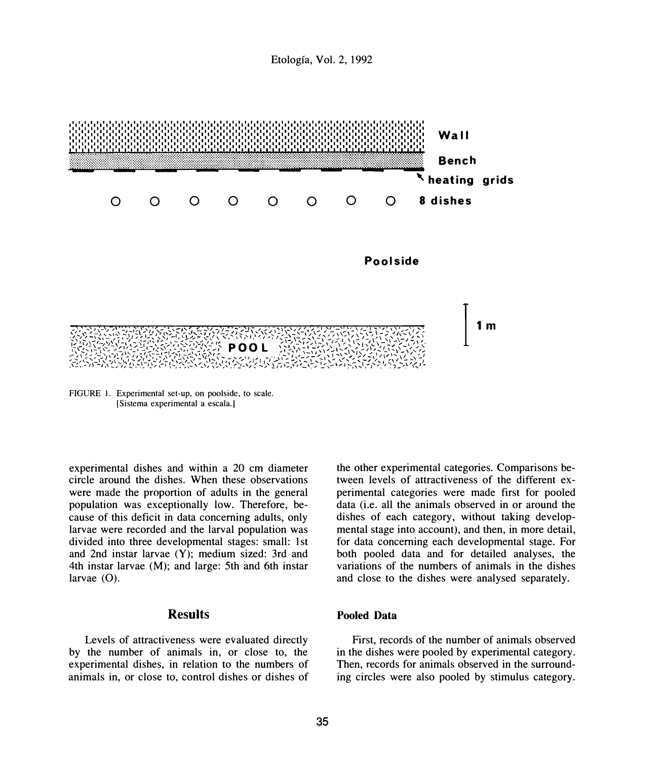Wall

Bench

heating grids

8 dishes

Poolside

1 m

POOL

FIGURE 1. Experimental set-up, on poolside, to scale.
[Sistema experimental a escala.]

experimental dishes and within a 20 cm diameter circle around the dishes. When these observations were made the proportion of adults in the general population was exceptionally low. Therefore, because of this deficit in data concerning adults, only larvae were recorded and the larval population was divided into three developmental stages: small: 1st and 2nd instar larvae (Y); medium sized: 3rd and 4th instar larvae (M); and large: 5th and 6th instar larvae (O).

## Results

Levels of attractiveness were evaluated directly by the number of animals in, or close to, the experimental dishes, in relation to the numbers of animals in, or close to, control dishes or dishes of the other experimental categories. Comparisons between levels of attractiveness of the different experimental categories were made first for pooled data (i.e. all the animals observed in or around the dishes of each category, without taking developmental stage into account), and then, in more detail, for data concerning each developmental stage. For both pooled data and for detailed analyses, the variations of the numbers of animals in the dishes and close to the dishes were analysed separately.

### Pooled Data

First, records of the number of animals observed in the dishes were pooled by experimental category. Then, records for animals observed in the surrounding circles were also pooled by stimulus category.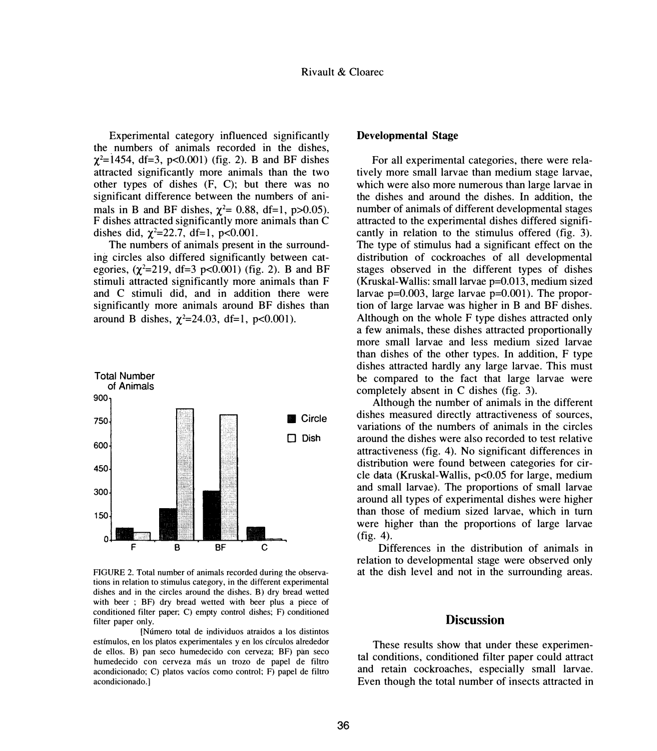Experimental category influenced significantly the numbers of animals recorded in the dishes, $\chi^2$=1454, df=3, p<0.001) (fig. 2). B and BF dishes attracted significantly more animals than the two other types of dishes (F, C); but there was no significant difference between the numbers of animals in B and BF dishes, $\chi^2$= 0.88, df=1, p>0.05). F dishes attracted significantly more animals than C dishes did, $\chi^2$=22.7, df=1, p<0.001.

The numbers of animals present in the surrounding circles also differed significantly between categories, ($\chi^2$=219, df=3 p<0.001) (fig. 2). B and BF stimuli attracted significantly more animals than F and C stimuli did, and in addition there were significantly more animals around BF dishes than around B dishes, $\chi^2$=24.03, df=1, p<0.001).

FIGURE 2. Total number of animals recorded during the observations in relation to stimulus category, in the different experimental dishes and in the circles around the dishes. B) dry bread wetted with beer ; BF) dry bread wetted with beer plus a piece of conditioned filter paper; C) empty control dishes; F) conditioned filter paper only.

[Número total de individuos atraidos a los distintos estímulos, en los platos experimentales y en los círculos alrededor de ellos. B) pan seco humedecido con cerveza; BF) pan seco humedecido con cerveza más un trozo de papel de filtro acondicionado; C) platos vacíos como control; F) papel de filtro acondicionado.]

### Developmental Stage

For all experimental categories, there were relatively more small larvae than medium stage larvae, which were also more numerous than large larvae in the dishes and around the dishes. In addition, the number of animals of different developmental stages attracted to the experimental dishes differed significantly in relation to the stimulus offered (fig. 3). The type of stimulus had a significant effect on the distribution of cockroaches of all developmental stages observed in the different types of dishes (Kruskal-Wallis: small larvae p=0.013, medium sized larvae p=0.003, large larvae p=0.001). The proportion of large larvae was higher in B and BF dishes. Although on the whole F type dishes attracted only a few animals, these dishes attracted proportionally more small larvae and less medium sized larvae than dishes of the other types. In addition, F type dishes attracted hardly any large larvae. This must be compared to the fact that large larvae were completely absent in C dishes (fig. 3).

Although the number of animals in the different dishes measured directly attractiveness of sources, variations of the numbers of animals in the circles around the dishes were also recorded to test relative attractiveness (fig. 4). No significant differences in distribution were found between categories for circle data (Kruskal-Wallis, p<0.05 for large, medium and small larvae). The proportions of small larvae around all types of experimental dishes were higher than those of medium sized larvae, which in turn were higher than the proportions of large larvae (fig. 4).

Differences in the distribution of animals in relation to developmental stage were observed only at the dish level and not in the surrounding areas.

## Discussion

These results show that under these experimental conditions, conditioned filter paper could attract and retain cockroaches, especially small larvae. Even though the total number of insects attracted in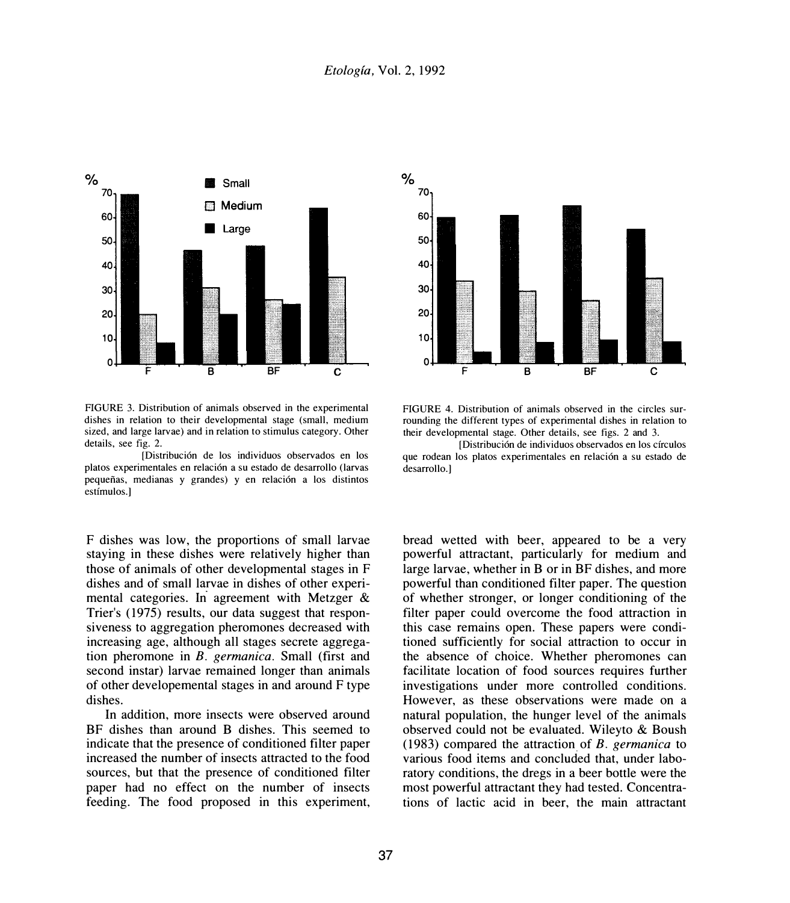FIGURE 3. Distribution of animals observed in the experimental dishes in relation to their developmental stage (small, medium sized, and large larvae) and in relation to stimulus category. Other details, see fig. 2.

[Distribución de los individuos observados en los platos experimentales en relación a su estado de desarrollo (larvas pequeñas, medianas y grandes) y en relación a los distintos estímulos.]

FIGURE 4. Distribution of animals observed in the circles surrounding the different types of experimental dishes in relation to their developmental stage. Other details, see figs. 2 and 3.

[Distribución de individuos observados en los círculos que rodean los platos experimentales en relación a su estado de desarrollo.]

F dishes was low, the proportions of small larvae staying in these dishes were relatively higher than those of animals of other developmental stages in F dishes and of small larvae in dishes of other experimental categories. In agreement with Metzger & Trier's (1975) results, our data suggest that responsiveness to aggregation pheromones decreased with increasing age, although all stages secrete aggregation pheromone in *B. germanica*. Small (first and second instar) larvae remained longer than animals of other developemental stages in and around F type dishes.

In addition, more insects were observed around BF dishes than around B dishes. This seemed to indicate that the presence of conditioned filter paper increased the number of insects attracted to the food sources, but that the presence of conditioned filter paper had no effect on the number of insects feeding. The food proposed in this experiment, bread wetted with beer, appeared to be a very powerful attractant, particularly for medium and large larvae, whether in B or in BF dishes, and more powerful than conditioned filter paper. The question of whether stronger, or longer conditioning of the filter paper could overcome the food attraction in this case remains open. These papers were conditioned sufficiently for social attraction to occur in the absence of choice. Whether pheromones can facilitate location of food sources requires further investigations under more controlled conditions. However, as these observations were made on a natural population, the hunger level of the animals observed could not be evaluated. Wileyto & Boush (1983) compared the attraction of *B. germanica* to various food items and concluded that, under laboratory conditions, the dregs in a beer bottle were the most powerful attractant they had tested. Concentrations of lactic acid in beer, the main attractant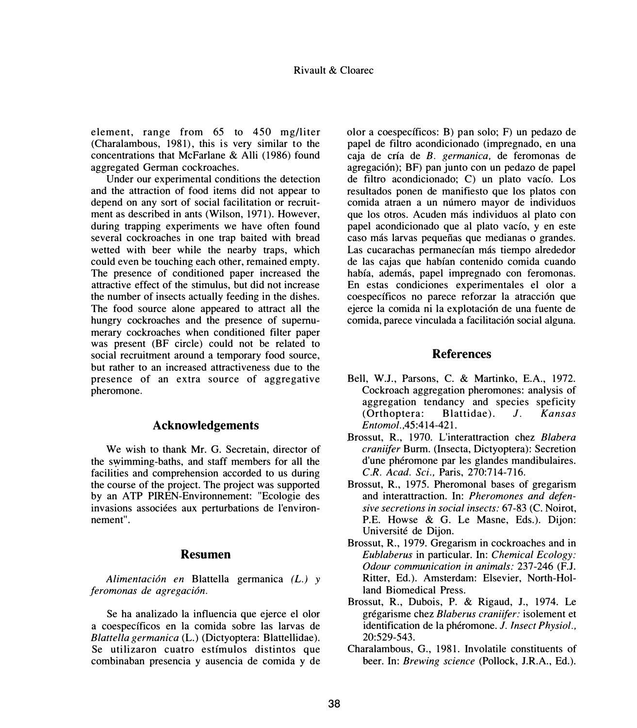element, range from 65 to 450 mg/liter (Charalambous, 1981), this is very similar to the concentrations that McFarlane & Alli (1986) found aggregated German cockroaches.

Under our experimental conditions the detection and the attraction of food items did not appear to depend on any sort of social facilitation or recruitment as described in ants (Wilson, 1971). However, during trapping experiments we have often found several cockroaches in one trap baited with bread wetted with beer while the nearby traps, which could even be touching each other, remained empty. The presence of conditioned paper increased the attractive effect of the stimulus, but did not increase the number of insects actually feeding in the dishes. The food source alone appeared to attract all the hungry cockroaches and the presence of supernumerary cockroaches when conditioned filter paper was present (BF circle) could not be related to social recruitment around a temporary food source, but rather to an increased attractiveness due to the presence of an extra source of aggregative pheromone.

## Acknowledgements

We wish to thank Mr. G. Secretain, director of the swimming-baths, and staff members for all the facilities and comprehension accorded to us during the course of the project. The project was supported by an ATP PIREN-Environnement: "Ecologie des invasions associées aux perturbations de l'environnement".

## Resumen

*Alimentación en* Blattella germanica *(L.) y feromonas de agregación.*

Se ha analizado la influencia que ejerce el olor a coespecíficos en la comida sobre las larvas de *Blattella germanica* (L.) (Dictyoptera: Blattellidae). Se utilizaron cuatro estímulos distintos que combinaban presencia y ausencia de comida y de olor a coespecíficos: B) pan solo; F) un pedazo de papel de filtro acondicionado (impregnado, en una caja de cría de *B. germanica,* de feromonas de agregación); BF) pan junto con un pedazo de papel de filtro acondicionado; C) un plato vacío. Los resultados ponen de manifiesto que los platos con comida atraen a un número mayor de individuos que los otros. Acuden más individuos al plato con papel acondicionado que al plato vacío, y en este caso más larvas pequeñas que medianas o grandes. Las cucarachas permanecían más tiempo alrededor de las cajas que habían contenido comida cuando había, además, papel impregnado con feromonas. En estas condiciones experimentales el olor a coespecíficos no parece reforzar la atracción que ejerce la comida ni la explotación de una fuente de comida, parece vinculada a facilitación social alguna.

## References

Bell, W.J., Parsons, C. & Martinko, E.A., 1972. Cockroach aggregation pheromones: analysis of aggregation tendancy and species speficity (Orthoptera: Blattidae). *J. Kansas Entomol.*,45:414-421.

Brossut, R., 1970. L'interattraction chez *Blabera craniifer* Burm. (Insecta, Dictyoptera): Secretion d'une phéromone par les glandes mandibulaires. *C.R. Acad. Sci.,* Paris, 270:714-716.

Brossut, R., 1975. Pheromonal bases of gregarism and interattraction. In: *Pheromones and defensive secretions in social insects:* 67-83 (C. Noirot, P.E. Howse & G. Le Masne, Eds.). Dijon: Université de Dijon.

Brossut, R., 1979. Gregarism in cockroaches and in *Eublaberus* in particular. In: *Chemical Ecology: Odour communication in animals:* 237-246 (F.J. Ritter, Ed.). Amsterdam: Elsevier, North-Holland Biomedical Press.

Brossut, R., Dubois, P. & Rigaud, J., 1974. Le grégarisme chez *Blaberus craniifer:* isolement et identification de la phéromone. *J. Insect Physiol.,* 20:529-543.

Charalambous, G., 1981. Involatile constituents of beer. In: *Brewing science* (Pollock, J.R.A., Ed.).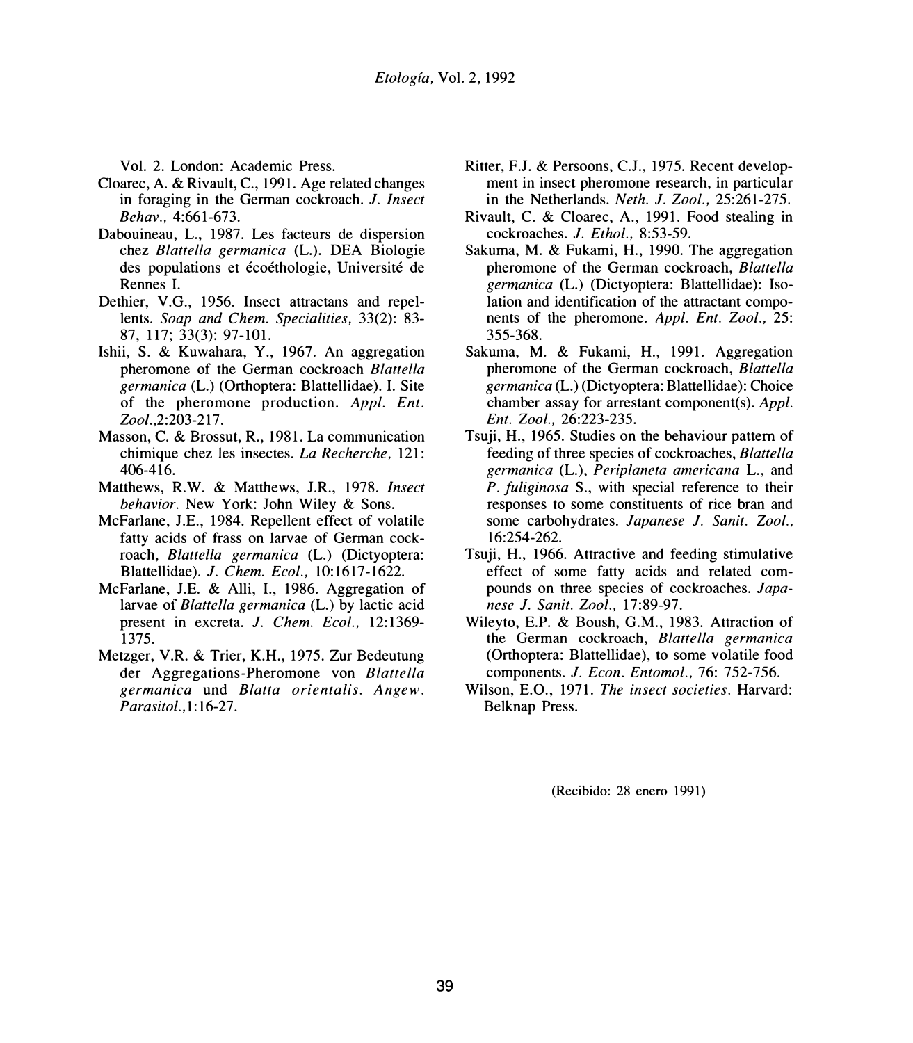Vol. 2. London: Academic Press.

Cloarec, A. & Rivault, C., 1991. Age related changes in foraging in the German cockroach. *J. Insect Behav.,* 4:661-673.

Dabouineau, L., 1987. Les facteurs de dispersion chez *Blattella germanica* (L.). DEA Biologie des populations et écoéthologie, Université de Rennes I.

Dethier, V.G., 1956. Insect attractans and repellents. *Soap and Chem. Specialities,* 33(2): 83-87, 117; 33(3): 97-101.

Ishii, S. & Kuwahara, Y., 1967. An aggregation pheromone of the German cockroach *Blattella germanica* (L.) (Orthoptera: Blattellidae). I. Site of the pheromone production. *Appl. Ent. Zool.,*2:203-217.

Masson, C. & Brossut, R., 1981. La communication chimique chez les insectes. *La Recherche,* 121: 406-416.

Matthews, R.W. & Matthews, J.R., 1978. *Insect behavior.* New York: John Wiley & Sons.

McFarlane, J.E., 1984. Repellent effect of volatile fatty acids of frass on larvae of German cockroach, *Blattella germanica* (L.) (Dictyoptera: Blattellidae). *J. Chem. Ecol.,* 10:1617-1622.

McFarlane, J.E. & Alli, I., 1986. Aggregation of larvae of *Blattella germanica* (L.) by lactic acid present in excreta. *J. Chem. Ecol.,* 12:1369-1375.

Metzger, V.R. & Trier, K.H., 1975. Zur Bedeutung der Aggregations-Pheromone von *Blattella germanica* und *Blatta orientalis. Angew. Parasitol.,*1:16-27.

Ritter, F.J. & Persoons, C.J., 1975. Recent development in insect pheromone research, in particular in the Netherlands. *Neth. J. Zool.,* 25:261-275.

Rivault, C. & Cloarec, A., 1991. Food stealing in cockroaches. *J. Ethol.,* 8:53-59.

Sakuma, M. & Fukami, H., 1990. The aggregation pheromone of the German cockroach, *Blattella germanica* (L.) (Dictyoptera: Blattellidae): Isolation and identification of the attractant components of the pheromone. *Appl. Ent. Zool.,* 25: 355-368.

Sakuma, M. & Fukami, H., 1991. Aggregation pheromone of the German cockroach, *Blattella germanica* (L.) (Dictyoptera: Blattellidae): Choice chamber assay for arrestant component(s). *Appl. Ent. Zool.,* 26:223-235.

Tsuji, H., 1965. Studies on the behaviour pattern of feeding of three species of cockroaches, *Blattella germanica* (L.), *Periplaneta americana* L., and *P. fuliginosa* S., with special reference to their responses to some constituents of rice bran and some carbohydrates. *Japanese J. Sanit. Zool.,* 16:254-262.

Tsuji, H., 1966. Attractive and feeding stimulative effect of some fatty acids and related compounds on three species of cockroaches. *Japanese J. Sanit. Zool.,* 17:89-97.

Wileyto, E.P. & Boush, G.M., 1983. Attraction of the German cockroach, *Blattella germanica* (Orthoptera: Blattellidae), to some volatile food components. *J. Econ. Entomol.,* 76: 752-756.

Wilson, E.O., 1971. *The insect societies.* Harvard: Belknap Press.

(Recibido: 28 enero 1991)